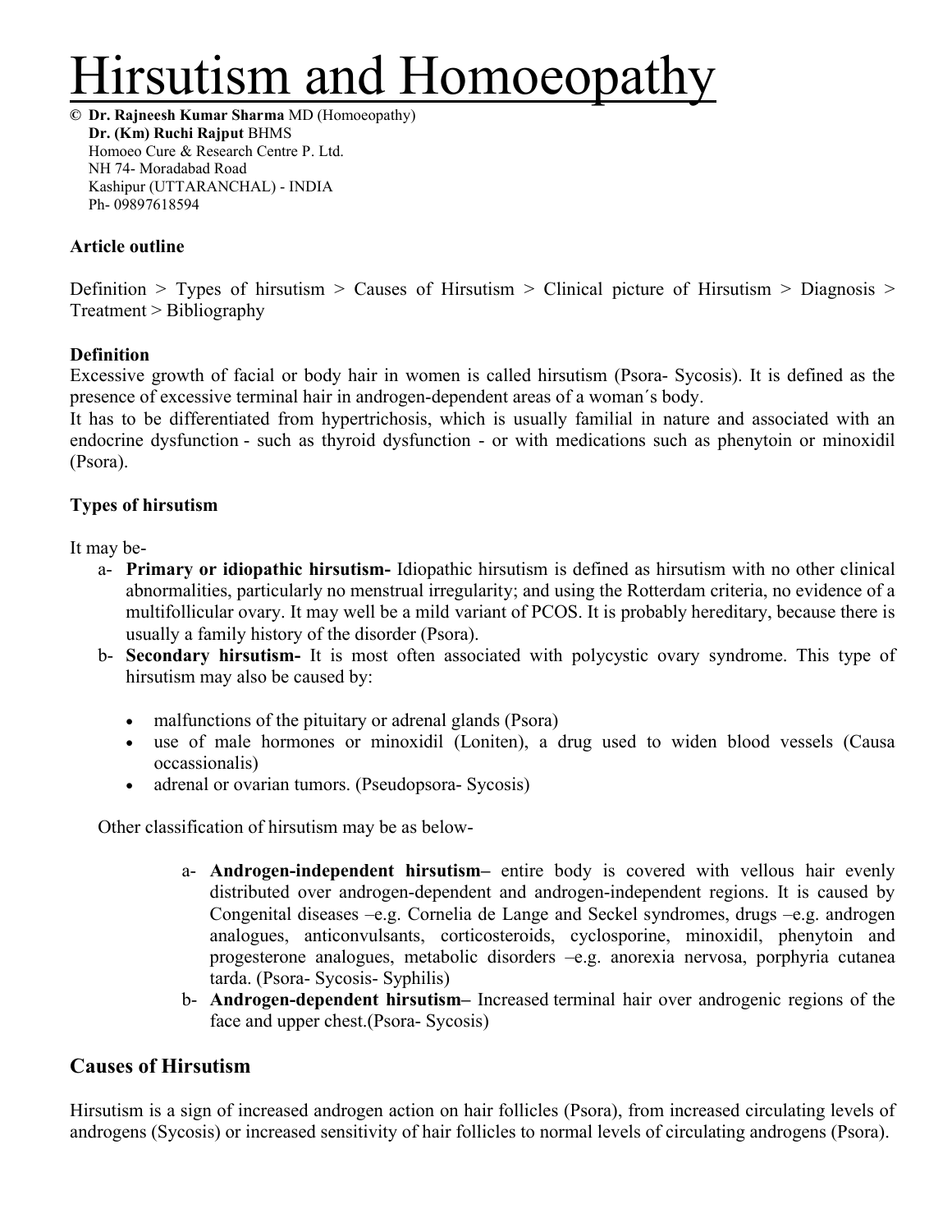# Hirsutism and Homoeopathy

© **Dr. Rajneesh Kumar Sharma** MD (Homoeopathy)
**Dr. (Km) Ruchi Rajput** BHMS
Homoeo Cure & Research Centre P. Ltd.
NH 74- Moradabad Road
Kashipur (UTTARANCHAL) - INDIA
Ph- 09897618594

**Article outline**

Definition > Types of hirsutism > Causes of Hirsutism > Clinical picture of Hirsutism > Diagnosis > Treatment > Bibliography

**Definition**

Excessive growth of facial or body hair in women is called hirsutism (Psora- Sycosis). It is defined as the presence of excessive terminal hair in androgen-dependent areas of a woman´s body.

It has to be differentiated from hypertrichosis, which is usually familial in nature and associated with an endocrine dysfunction - such as thyroid dysfunction - or with medications such as phenytoin or minoxidil (Psora).

**Types of hirsutism**

It may be-

a- **Primary or idiopathic hirsutism-** Idiopathic hirsutism is defined as hirsutism with no other clinical abnormalities, particularly no menstrual irregularity; and using the Rotterdam criteria, no evidence of a multifollicular ovary. It may well be a mild variant of PCOS. It is probably hereditary, because there is usually a family history of the disorder (Psora).

b- **Secondary hirsutism-** It is most often associated with polycystic ovary syndrome. This type of hirsutism may also be caused by:

- malfunctions of the pituitary or adrenal glands (Psora)
- use of male hormones or minoxidil (Loniten), a drug used to widen blood vessels (Causa occassionalis)
- adrenal or ovarian tumors. (Pseudopsora- Sycosis)

Other classification of hirsutism may be as below-

a- **Androgen-independent hirsutism–** entire body is covered with vellous hair evenly distributed over androgen-dependent and androgen-independent regions. It is caused by Congenital diseases –e.g. Cornelia de Lange and Seckel syndromes, drugs –e.g. androgen analogues, anticonvulsants, corticosteroids, cyclosporine, minoxidil, phenytoin and progesterone analogues, metabolic disorders –e.g. anorexia nervosa, porphyria cutanea tarda. (Psora- Sycosis- Syphilis)

b- **Androgen-dependent hirsutism–** Increased terminal hair over androgenic regions of the face and upper chest.(Psora- Sycosis)

## Causes of Hirsutism

Hirsutism is a sign of increased androgen action on hair follicles (Psora), from increased circulating levels of androgens (Sycosis) or increased sensitivity of hair follicles to normal levels of circulating androgens (Psora).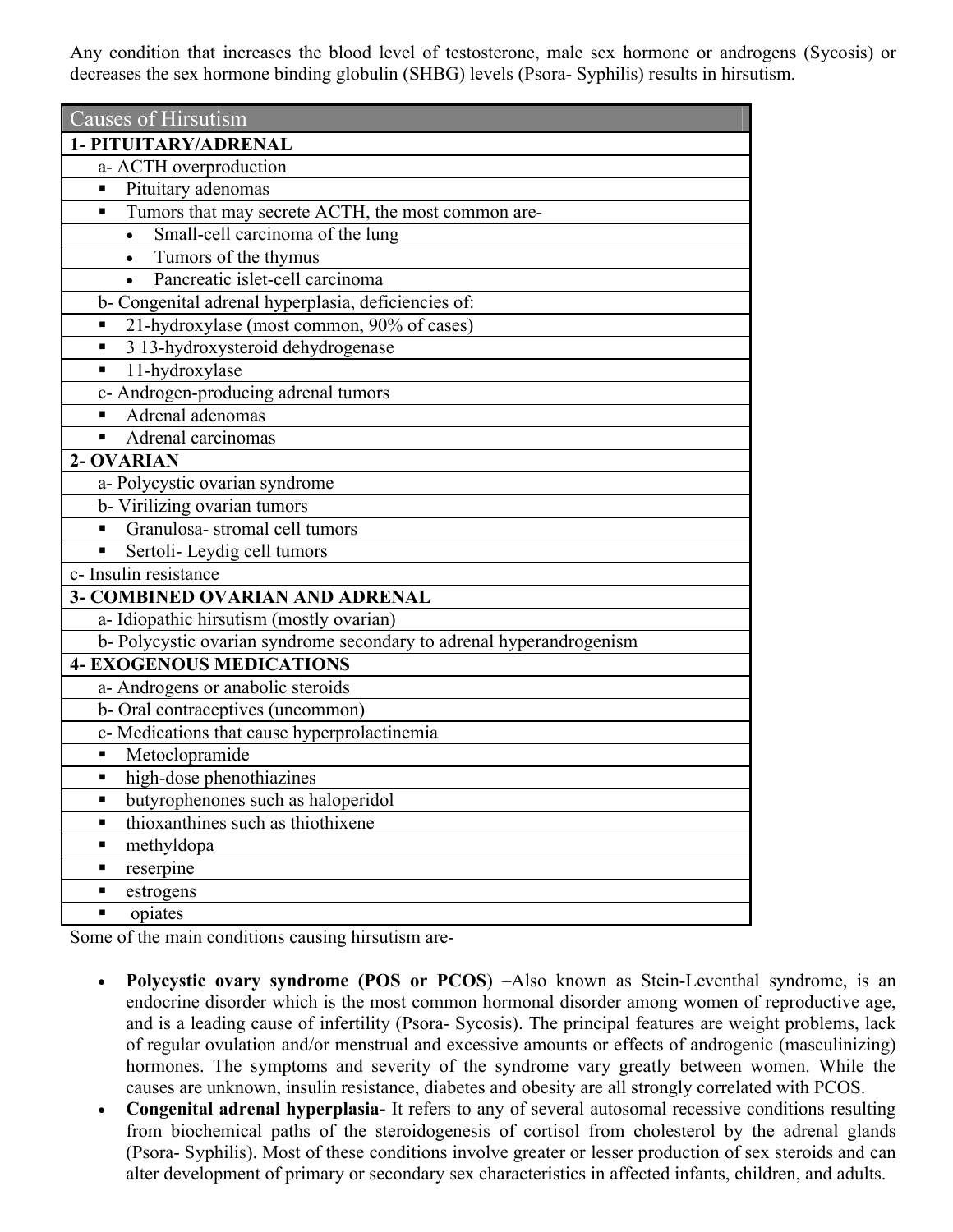Any condition that increases the blood level of testosterone, male sex hormone or androgens (Sycosis) or decreases the sex hormone binding globulin (SHBG) levels (Psora- Syphilis) results in hirsutism.

| Causes of Hirsutism |
|---|
| **1- PITUITARY/ADRENAL** |
| a- ACTH overproduction |
| ▪ Pituitary adenomas |
| ▪ Tumors that may secrete ACTH, the most common are- |
| • Small-cell carcinoma of the lung |
| • Tumors of the thymus |
| • Pancreatic islet-cell carcinoma |
| b- Congenital adrenal hyperplasia, deficiencies of: |
| ▪ 21-hydroxylase (most common, 90% of cases) |
| ▪ 3 13-hydroxysteroid dehydrogenase |
| ▪ 11-hydroxylase |
| c- Androgen-producing adrenal tumors |
| ▪ Adrenal adenomas |
| ▪ Adrenal carcinomas |
| **2- OVARIAN** |
| a- Polycystic ovarian syndrome |
| b- Virilizing ovarian tumors |
| ▪ Granulosa- stromal cell tumors |
| ▪ Sertoli- Leydig cell tumors |
| c- Insulin resistance |
| **3- COMBINED OVARIAN AND ADRENAL** |
| a- Idiopathic hirsutism (mostly ovarian) |
| b- Polycystic ovarian syndrome secondary to adrenal hyperandrogenism |
| **4- EXOGENOUS MEDICATIONS** |
| a- Androgens or anabolic steroids |
| b- Oral contraceptives (uncommon) |
| c- Medications that cause hyperprolactinemia |
| ▪ Metoclopramide |
| ▪ high-dose phenothiazines |
| ▪ butyrophenones such as haloperidol |
| ▪ thioxanthines such as thiothixene |
| ▪ methyldopa |
| ▪ reserpine |
| ▪ estrogens |
| ▪ opiates |

Some of the main conditions causing hirsutism are-

- **Polycystic ovary syndrome (POS or PCOS**) –Also known as Stein-Leventhal syndrome, is an endocrine disorder which is the most common hormonal disorder among women of reproductive age, and is a leading cause of infertility (Psora- Sycosis). The principal features are weight problems, lack of regular ovulation and/or menstrual and excessive amounts or effects of androgenic (masculinizing) hormones. The symptoms and severity of the syndrome vary greatly between women. While the causes are unknown, insulin resistance, diabetes and obesity are all strongly correlated with PCOS.
- **Congenital adrenal hyperplasia-** It refers to any of several autosomal recessive conditions resulting from biochemical paths of the steroidogenesis of cortisol from cholesterol by the adrenal glands (Psora- Syphilis). Most of these conditions involve greater or lesser production of sex steroids and can alter development of primary or secondary sex characteristics in affected infants, children, and adults.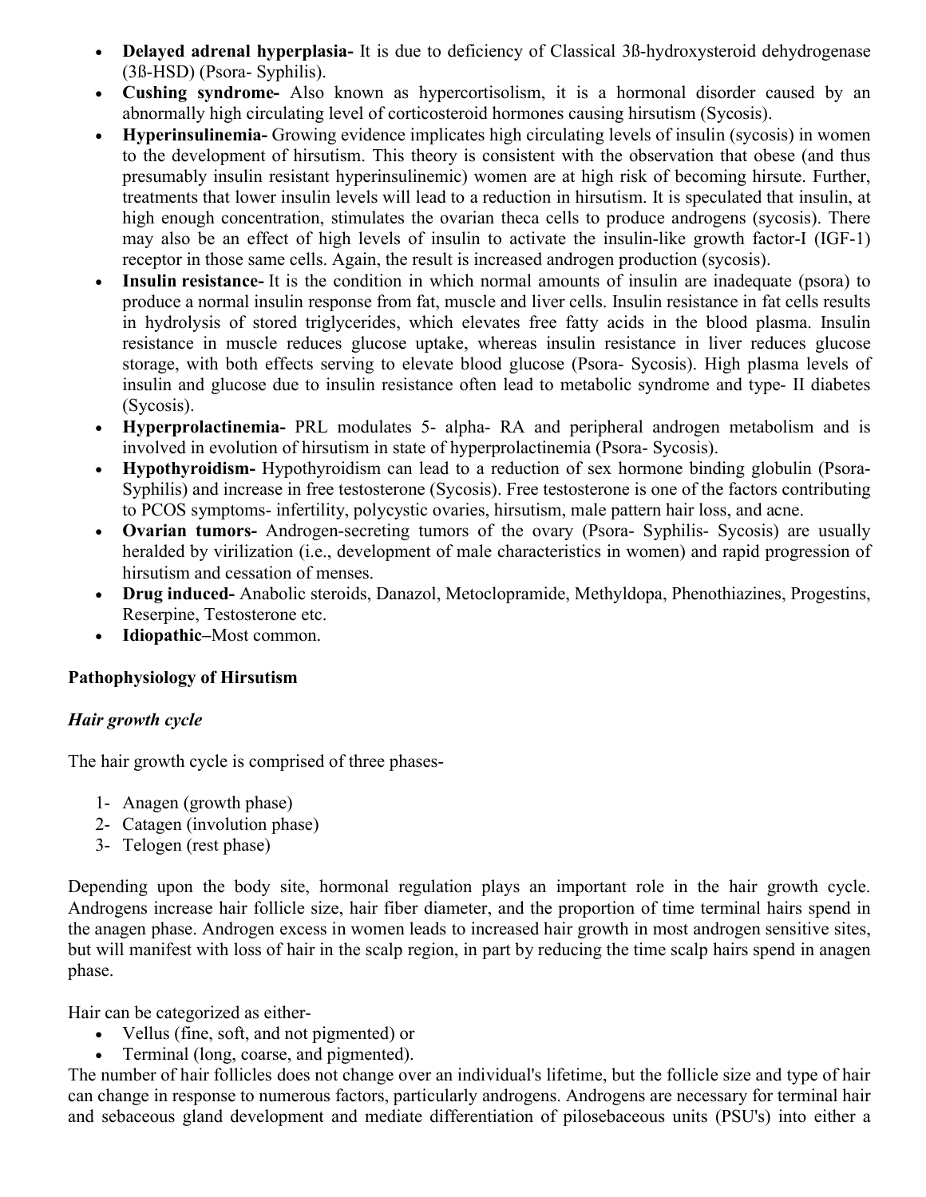- **Delayed adrenal hyperplasia-** It is due to deficiency of Classical 3ß-hydroxysteroid dehydrogenase (3ß-HSD) (Psora- Syphilis).
- **Cushing syndrome-** Also known as hypercortisolism, it is a hormonal disorder caused by an abnormally high circulating level of corticosteroid hormones causing hirsutism (Sycosis).
- **Hyperinsulinemia-** Growing evidence implicates high circulating levels of insulin (sycosis) in women to the development of hirsutism. This theory is consistent with the observation that obese (and thus presumably insulin resistant hyperinsulinemic) women are at high risk of becoming hirsute. Further, treatments that lower insulin levels will lead to a reduction in hirsutism. It is speculated that insulin, at high enough concentration, stimulates the ovarian theca cells to produce androgens (sycosis). There may also be an effect of high levels of insulin to activate the insulin-like growth factor-I (IGF-1) receptor in those same cells. Again, the result is increased androgen production (sycosis).
- **Insulin resistance-** It is the condition in which normal amounts of insulin are inadequate (psora) to produce a normal insulin response from fat, muscle and liver cells. Insulin resistance in fat cells results in hydrolysis of stored triglycerides, which elevates free fatty acids in the blood plasma. Insulin resistance in muscle reduces glucose uptake, whereas insulin resistance in liver reduces glucose storage, with both effects serving to elevate blood glucose (Psora- Sycosis). High plasma levels of insulin and glucose due to insulin resistance often lead to metabolic syndrome and type- II diabetes (Sycosis).
- **Hyperprolactinemia-** PRL modulates 5- alpha- RA and peripheral androgen metabolism and is involved in evolution of hirsutism in state of hyperprolactinemia (Psora- Sycosis).
- **Hypothyroidism-** Hypothyroidism can lead to a reduction of sex hormone binding globulin (Psora-Syphilis) and increase in free testosterone (Sycosis). Free testosterone is one of the factors contributing to PCOS symptoms- infertility, polycystic ovaries, hirsutism, male pattern hair loss, and acne.
- **Ovarian tumors-** Androgen-secreting tumors of the ovary (Psora- Syphilis- Sycosis) are usually heralded by virilization (i.e., development of male characteristics in women) and rapid progression of hirsutism and cessation of menses.
- **Drug induced-** Anabolic steroids, Danazol, Metoclopramide, Methyldopa, Phenothiazines, Progestins, Reserpine, Testosterone etc.
- **Idiopathic**–Most common.

**Pathophysiology of Hirsutism**

***Hair growth cycle***

The hair growth cycle is comprised of three phases-

1- Anagen (growth phase)
2- Catagen (involution phase)
3- Telogen (rest phase)

Depending upon the body site, hormonal regulation plays an important role in the hair growth cycle. Androgens increase hair follicle size, hair fiber diameter, and the proportion of time terminal hairs spend in the anagen phase. Androgen excess in women leads to increased hair growth in most androgen sensitive sites, but will manifest with loss of hair in the scalp region, in part by reducing the time scalp hairs spend in anagen phase.

Hair can be categorized as either-

- Vellus (fine, soft, and not pigmented) or
- Terminal (long, coarse, and pigmented).

The number of hair follicles does not change over an individual's lifetime, but the follicle size and type of hair can change in response to numerous factors, particularly androgens. Androgens are necessary for terminal hair and sebaceous gland development and mediate differentiation of pilosebaceous units (PSU's) into either a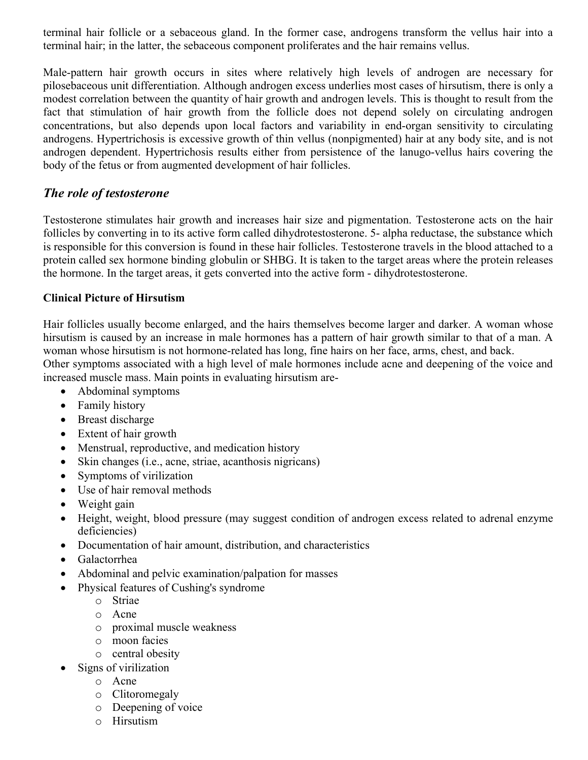terminal hair follicle or a sebaceous gland. In the former case, androgens transform the vellus hair into a terminal hair; in the latter, the sebaceous component proliferates and the hair remains vellus.

Male-pattern hair growth occurs in sites where relatively high levels of androgen are necessary for pilosebaceous unit differentiation. Although androgen excess underlies most cases of hirsutism, there is only a modest correlation between the quantity of hair growth and androgen levels. This is thought to result from the fact that stimulation of hair growth from the follicle does not depend solely on circulating androgen concentrations, but also depends upon local factors and variability in end-organ sensitivity to circulating androgens. Hypertrichosis is excessive growth of thin vellus (nonpigmented) hair at any body site, and is not androgen dependent. Hypertrichosis results either from persistence of the lanugo-vellus hairs covering the body of the fetus or from augmented development of hair follicles.

## *The role of testosterone*

Testosterone stimulates hair growth and increases hair size and pigmentation. Testosterone acts on the hair follicles by converting in to its active form called dihydrotestosterone. 5- alpha reductase, the substance which is responsible for this conversion is found in these hair follicles. Testosterone travels in the blood attached to a protein called sex hormone binding globulin or SHBG. It is taken to the target areas where the protein releases the hormone. In the target areas, it gets converted into the active form - dihydrotestosterone.

**Clinical Picture of Hirsutism**

Hair follicles usually become enlarged, and the hairs themselves become larger and darker. A woman whose hirsutism is caused by an increase in male hormones has a pattern of hair growth similar to that of a man. A woman whose hirsutism is not hormone-related has long, fine hairs on her face, arms, chest, and back.
Other symptoms associated with a high level of male hormones include acne and deepening of the voice and increased muscle mass. Main points in evaluating hirsutism are-

- Abdominal symptoms
- Family history
- Breast discharge
- Extent of hair growth
- Menstrual, reproductive, and medication history
- Skin changes (i.e., acne, striae, acanthosis nigricans)
- Symptoms of virilization
- Use of hair removal methods
- Weight gain
- Height, weight, blood pressure (may suggest condition of androgen excess related to adrenal enzyme deficiencies)
- Documentation of hair amount, distribution, and characteristics
- Galactorrhea
- Abdominal and pelvic examination/palpation for masses
- Physical features of Cushing's syndrome
    - Striae
    - Acne
    - proximal muscle weakness
    - moon facies
    - central obesity
- Signs of virilization
    - Acne
    - Clitoromegaly
    - Deepening of voice
    - Hirsutism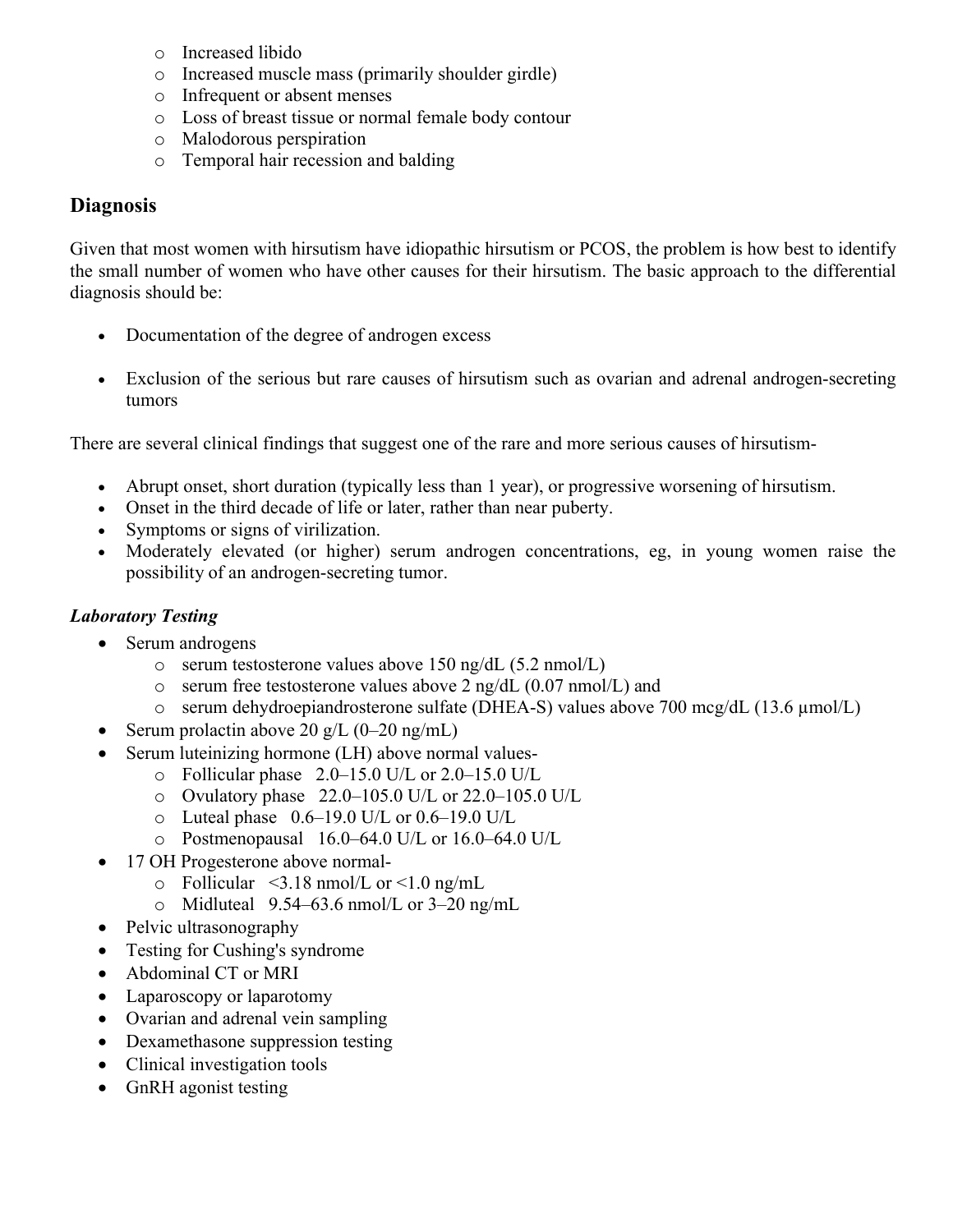- Increased libido
  - Increased muscle mass (primarily shoulder girdle)
  - Infrequent or absent menses
  - Loss of breast tissue or normal female body contour
  - Malodorous perspiration
  - Temporal hair recession and balding

## Diagnosis

Given that most women with hirsutism have idiopathic hirsutism or PCOS, the problem is how best to identify the small number of women who have other causes for their hirsutism. The basic approach to the differential diagnosis should be:

- Documentation of the degree of androgen excess
- Exclusion of the serious but rare causes of hirsutism such as ovarian and adrenal androgen-secreting tumors

There are several clinical findings that suggest one of the rare and more serious causes of hirsutism-

- Abrupt onset, short duration (typically less than 1 year), or progressive worsening of hirsutism.
- Onset in the third decade of life or later, rather than near puberty.
- Symptoms or signs of virilization.
- Moderately elevated (or higher) serum androgen concentrations, eg, in young women raise the possibility of an androgen-secreting tumor.

### *Laboratory Testing*

- Serum androgens
  - serum testosterone values above 150 ng/dL (5.2 nmol/L)
  - serum free testosterone values above 2 ng/dL (0.07 nmol/L) and
  - serum dehydroepiandrosterone sulfate (DHEA-S) values above 700 mcg/dL (13.6 µmol/L)
- Serum prolactin above 20 g/L (0–20 ng/mL)
- Serum luteinizing hormone (LH) above normal values-
  - Follicular phase 2.0–15.0 U/L or 2.0–15.0 U/L
  - Ovulatory phase 22.0–105.0 U/L or 22.0–105.0 U/L
  - Luteal phase 0.6–19.0 U/L or 0.6–19.0 U/L
  - Postmenopausal 16.0–64.0 U/L or 16.0–64.0 U/L
- 17 OH Progesterone above normal-
  - Follicular <3.18 nmol/L or <1.0 ng/mL
  - Midluteal 9.54–63.6 nmol/L or 3–20 ng/mL
- Pelvic ultrasonography
- Testing for Cushing's syndrome
- Abdominal CT or MRI
- Laparoscopy or laparotomy
- Ovarian and adrenal vein sampling
- Dexamethasone suppression testing
- Clinical investigation tools
- GnRH agonist testing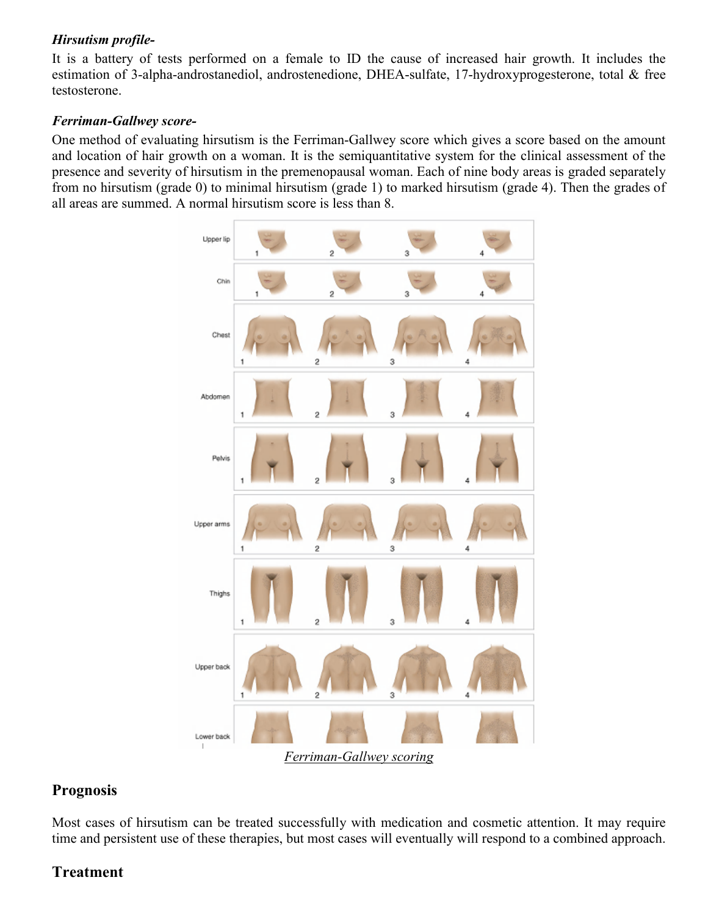***Hirsutism profile-***

It is a battery of tests performed on a female to ID the cause of increased hair growth. It includes the estimation of 3-alpha-androstanediol, androstenedione, DHEA-sulfate, 17-hydroxyprogesterone, total & free testosterone.

***Ferriman-Gallwey score-***

One method of evaluating hirsutism is the Ferriman-Gallwey score which gives a score based on the amount and location of hair growth on a woman. It is the semiquantitative system for the clinical assessment of the presence and severity of hirsutism in the premenopausal woman. Each of nine body areas is graded separately from no hirsutism (grade 0) to minimal hirsutism (grade 1) to marked hirsutism (grade 4). Then the grades of all areas are summed. A normal hirsutism score is less than 8.

*Ferriman-Gallwey scoring*

## Prognosis

Most cases of hirsutism can be treated successfully with medication and cosmetic attention. It may require time and persistent use of these therapies, but most cases will eventually will respond to a combined approach.

## Treatment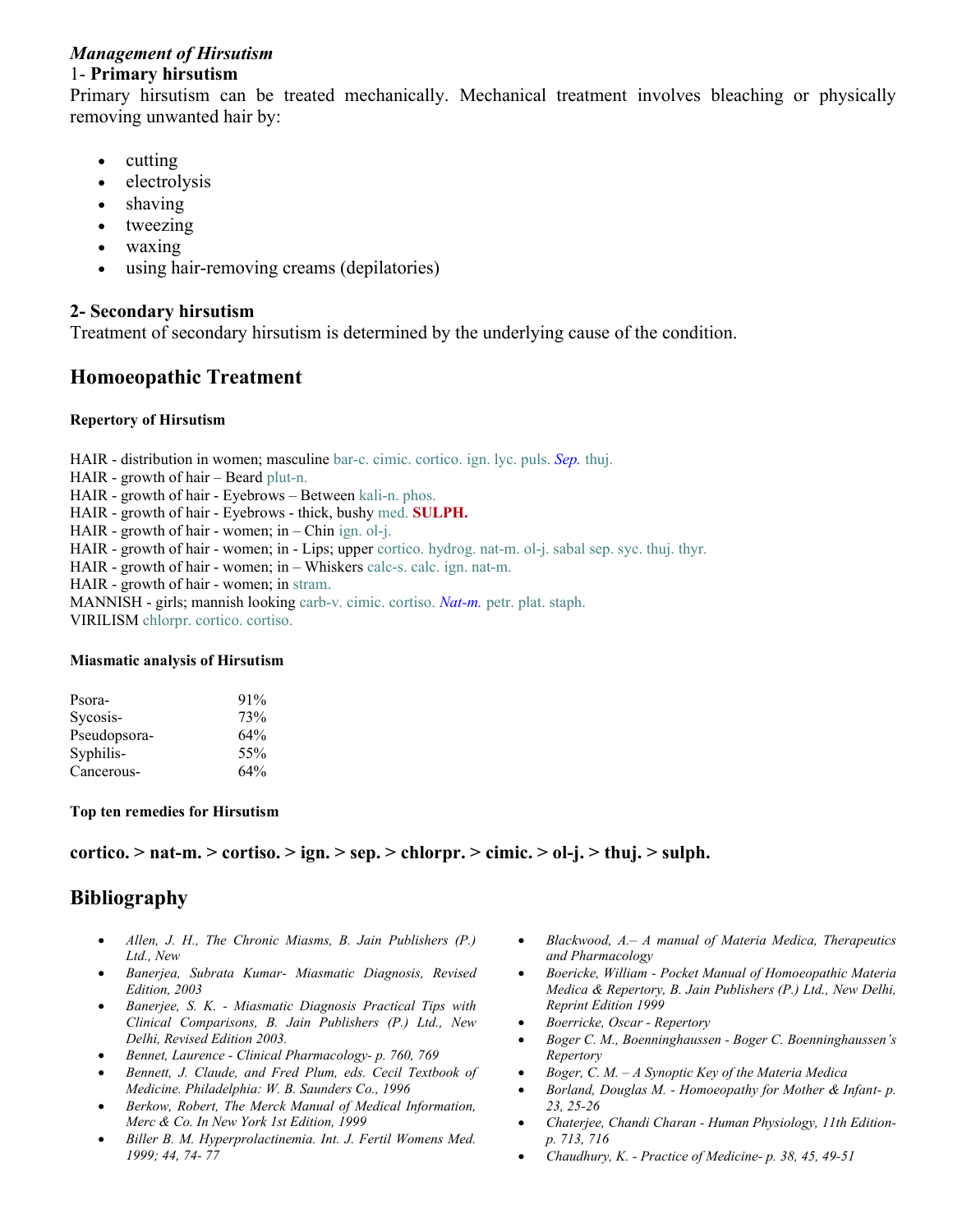***Management of Hirsutism***

1- **Primary hirsutism**

Primary hirsutism can be treated mechanically. Mechanical treatment involves bleaching or physically removing unwanted hair by:

- cutting
- electrolysis
- shaving
- tweezing
- waxing
- using hair-removing creams (depilatories)

**2- Secondary hirsutism**

Treatment of secondary hirsutism is determined by the underlying cause of the condition.

## Homoeopathic Treatment

#### Repertory of Hirsutism

HAIR - distribution in women; masculine bar-c. cimic. cortico. ign. lyc. puls. *Sep.* thuj.
HAIR - growth of hair – Beard plut-n.
HAIR - growth of hair - Eyebrows – Between kali-n. phos.
HAIR - growth of hair - Eyebrows - thick, bushy med. **SULPH.**
HAIR - growth of hair - women; in – Chin ign. ol-j.
HAIR - growth of hair - women; in - Lips; upper cortico. hydrog. nat-m. ol-j. sabal sep. syc. thuj. thyr.
HAIR - growth of hair - women; in – Whiskers calc-s. calc. ign. nat-m.
HAIR - growth of hair - women; in stram.
MANNISH - girls; mannish looking carb-v. cimic. cortiso. *Nat-m.* petr. plat. staph.
VIRILISM chlorpr. cortico. cortiso.

#### Miasmatic analysis of Hirsutism

| | |
|---|---|
| Psora- | 91% |
| Sycosis- | 73% |
| Pseudopsora- | 64% |
| Syphilis- | 55% |
| Cancerous- | 64% |

#### Top ten remedies for Hirsutism

**cortico. > nat-m. > cortiso. > ign. > sep. > chlorpr. > cimic. > ol-j. > thuj. > sulph.**

## Bibliography

- *Allen, J. H., The Chronic Miasms, B. Jain Publishers (P.) Ltd., New*
- *Banerjea, Subrata Kumar- Miasmatic Diagnosis, Revised Edition, 2003*
- *Banerjee, S. K. - Miasmatic Diagnosis Practical Tips with Clinical Comparisons, B. Jain Publishers (P.) Ltd., New Delhi, Revised Edition 2003.*
- *Bennet, Laurence - Clinical Pharmacology- p. 760, 769*
- *Bennett, J. Claude, and Fred Plum, eds. Cecil Textbook of Medicine. Philadelphia: W. B. Saunders Co., 1996*
- *Berkow, Robert, The Merck Manual of Medical Information, Merc & Co. In New York 1st Edition, 1999*
- *Biller B. M. Hyperprolactinemia. Int. J. Fertil Womens Med. 1999; 44, 74- 77*
- *Blackwood, A.– A manual of Materia Medica, Therapeutics and Pharmacology*
- *Boericke, William - Pocket Manual of Homoeopathic Materia Medica & Repertory, B. Jain Publishers (P.) Ltd., New Delhi, Reprint Edition 1999*
- *Boerricke, Oscar - Repertory*
- *Boger C. M., Boenninghaussen - Boger C. Boenninghaussen's Repertory*
- *Boger, C. M. – A Synoptic Key of the Materia Medica*
- *Borland, Douglas M. - Homoeopathy for Mother & Infant- p. 23, 25-26*
- *Chaterjee, Chandi Charan - Human Physiology, 11th Edition- p. 713, 716*
- *Chaudhury, K. - Practice of Medicine- p. 38, 45, 49-51*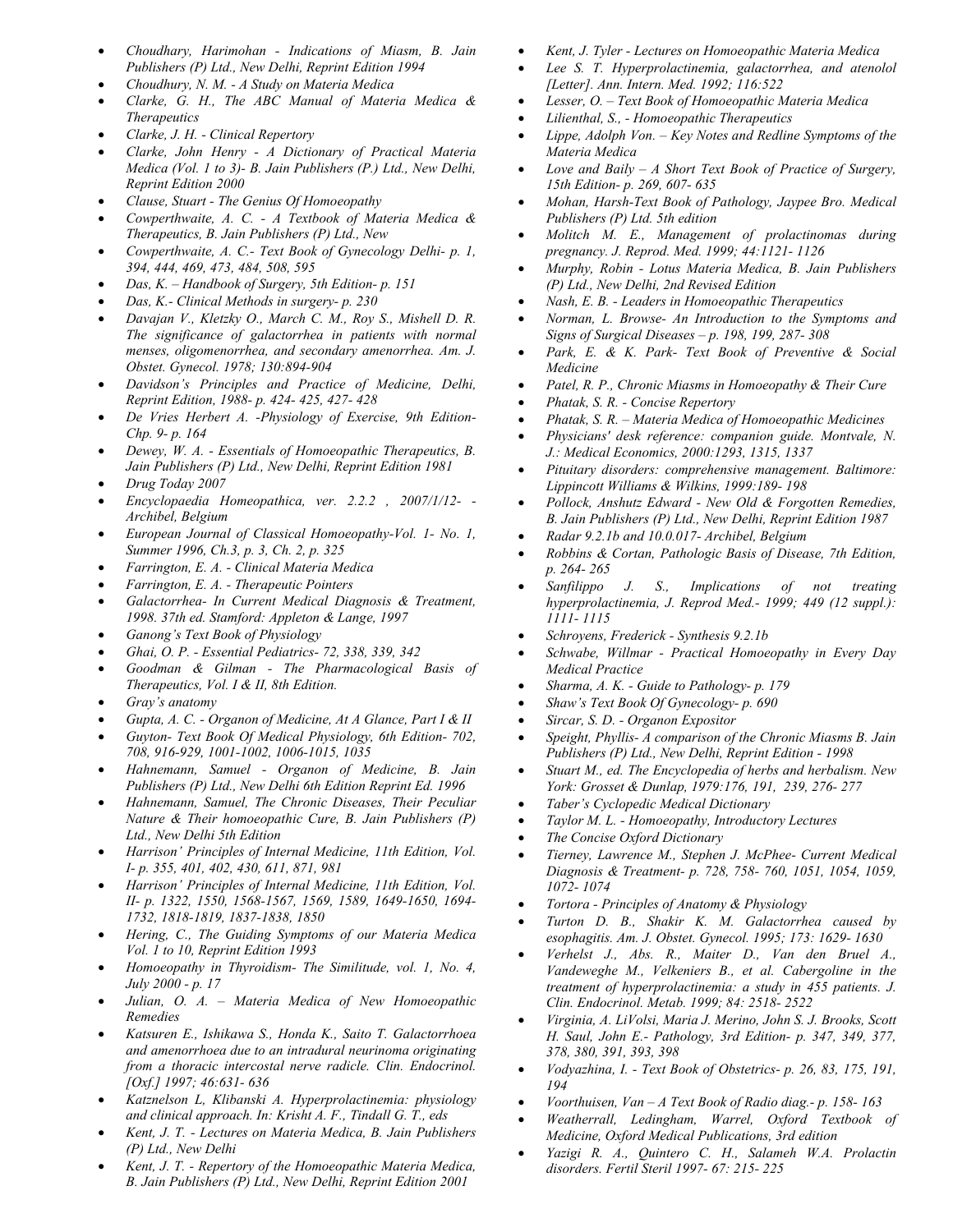- *Choudhary, Harimohan - Indications of Miasm, B. Jain Publishers (P) Ltd., New Delhi, Reprint Edition 1994*
- *Choudhury, N. M. - A Study on Materia Medica*
- *Clarke, G. H., The ABC Manual of Materia Medica & Therapeutics*
- *Clarke, J. H. - Clinical Repertory*
- *Clarke, John Henry - A Dictionary of Practical Materia Medica (Vol. 1 to 3)- B. Jain Publishers (P.) Ltd., New Delhi, Reprint Edition 2000*
- *Clause, Stuart - The Genius Of Homoeopathy*
- *Cowperthwaite, A. C. - A Textbook of Materia Medica & Therapeutics, B. Jain Publishers (P) Ltd., New*
- *Cowperthwaite, A. C.- Text Book of Gynecology Delhi- p. 1, 394, 444, 469, 473, 484, 508, 595*
- *Das, K. – Handbook of Surgery, 5th Edition- p. 151*
- *Das, K.- Clinical Methods in surgery- p. 230*
- *Davajan V., Kletzky O., March C. M., Roy S., Mishell D. R. The significance of galactorrhea in patients with normal menses, oligomenorrhea, and secondary amenorrhea. Am. J. Obstet. Gynecol. 1978; 130:894-904*
- *Davidson's Principles and Practice of Medicine, Delhi, Reprint Edition, 1988- p. 424- 425, 427- 428*
- *De Vries Herbert A. -Physiology of Exercise, 9th Edition- Chp. 9- p. 164*
- *Dewey, W. A. - Essentials of Homoeopathic Therapeutics, B. Jain Publishers (P) Ltd., New Delhi, Reprint Edition 1981*
- *Drug Today 2007*
- *Encyclopaedia Homeopathica, ver. 2.2.2 , 2007/1/12- - Archibel, Belgium*
- *European Journal of Classical Homoeopathy-Vol. 1- No. 1, Summer 1996, Ch.3, p. 3, Ch. 2, p. 325*
- *Farrington, E. A. - Clinical Materia Medica*
- *Farrington, E. A. - Therapeutic Pointers*
- *Galactorrhea- In Current Medical Diagnosis & Treatment, 1998. 37th ed. Stamford: Appleton & Lange, 1997*
- *Ganong's Text Book of Physiology*
- *Ghai, O. P. - Essential Pediatrics- 72, 338, 339, 342*
- *Goodman & Gilman - The Pharmacological Basis of Therapeutics, Vol. I & II, 8th Edition.*
- *Gray's anatomy*
- *Gupta, A. C. - Organon of Medicine, At A Glance, Part I & II*
- *Guyton- Text Book Of Medical Physiology, 6th Edition- 702, 708, 916-929, 1001-1002, 1006-1015, 1035*
- *Hahnemann, Samuel - Organon of Medicine, B. Jain Publishers (P) Ltd., New Delhi 6th Edition Reprint Ed. 1996*
- *Hahnemann, Samuel, The Chronic Diseases, Their Peculiar Nature & Their homoeopathic Cure, B. Jain Publishers (P) Ltd., New Delhi 5th Edition*
- *Harrison' Principles of Internal Medicine, 11th Edition, Vol. I- p. 355, 401, 402, 430, 611, 871, 981*
- *Harrison' Principles of Internal Medicine, 11th Edition, Vol. II- p. 1322, 1550, 1568-1567, 1569, 1589, 1649-1650, 1694-1732, 1818-1819, 1837-1838, 1850*
- *Hering, C., The Guiding Symptoms of our Materia Medica Vol. 1 to 10, Reprint Edition 1993*
- *Homoeopathy in Thyroidism- The Similitude, vol. 1, No. 4, July 2000 - p. 17*
- *Julian, O. A. – Materia Medica of New Homoeopathic Remedies*
- *Katsuren E., Ishikawa S., Honda K., Saito T. Galactorrhoea and amenorrhoea due to an intradural neurinoma originating from a thoracic intercostal nerve radicle. Clin. Endocrinol. [Oxf.] 1997; 46:631- 636*
- *Katznelson L, Klibanski A. Hyperprolactinemia: physiology and clinical approach. In: Krisht A. F., Tindall G. T., eds*
- *Kent, J. T. - Lectures on Materia Medica, B. Jain Publishers (P) Ltd., New Delhi*
- *Kent, J. T. - Repertory of the Homoeopathic Materia Medica, B. Jain Publishers (P) Ltd., New Delhi, Reprint Edition 2001*
- *Kent, J. Tyler - Lectures on Homoeopathic Materia Medica*
- *Lee S. T. Hyperprolactinemia, galactorrhea, and atenolol [Letter]. Ann. Intern. Med. 1992; 116:522*
- *Lesser, O. – Text Book of Homoeopathic Materia Medica*
- *Lilienthal, S., - Homoeopathic Therapeutics*
- *Lippe, Adolph Von. – Key Notes and Redline Symptoms of the Materia Medica*
- *Love and Baily – A Short Text Book of Practice of Surgery, 15th Edition- p. 269, 607- 635*
- *Mohan, Harsh-Text Book of Pathology, Jaypee Bro. Medical Publishers (P) Ltd. 5th edition*
- *Molitch M. E., Management of prolactinomas during pregnancy. J. Reprod. Med. 1999; 44:1121- 1126*
- *Murphy, Robin - Lotus Materia Medica, B. Jain Publishers (P) Ltd., New Delhi, 2nd Revised Edition*
- *Nash, E. B. - Leaders in Homoeopathic Therapeutics*
- *Norman, L. Browse- An Introduction to the Symptoms and Signs of Surgical Diseases – p. 198, 199, 287- 308*
- *Park, E. & K. Park- Text Book of Preventive & Social Medicine*
- *Patel, R. P., Chronic Miasms in Homoeopathy & Their Cure*
- *Phatak, S. R. - Concise Repertory*
- *Phatak, S. R. – Materia Medica of Homoeopathic Medicines*
- *Physicians' desk reference: companion guide. Montvale, N. J.: Medical Economics, 2000:1293, 1315, 1337*
- *Pituitary disorders: comprehensive management. Baltimore: Lippincott Williams & Wilkins, 1999:189- 198*
- *Pollock, Anshutz Edward - New Old & Forgotten Remedies, B. Jain Publishers (P) Ltd., New Delhi, Reprint Edition 1987*
- *Radar 9.2.1b and 10.0.017- Archibel, Belgium*
- *Robbins & Cortan, Pathologic Basis of Disease, 7th Edition, p. 264- 265*
- *Sanfilippo J. S., Implications of not treating hyperprolactinemia, J. Reprod Med.- 1999; 449 (12 suppl.): 1111- 1115*
- *Schroyens, Frederick - Synthesis 9.2.1b*
- *Schwabe, Willmar - Practical Homoeopathy in Every Day Medical Practice*
- *Sharma, A. K. - Guide to Pathology- p. 179*
- *Shaw's Text Book Of Gynecology- p. 690*
- *Sircar, S. D. - Organon Expositor*
- *Speight, Phyllis- A comparison of the Chronic Miasms B. Jain Publishers (P) Ltd., New Delhi, Reprint Edition - 1998*
- *Stuart M., ed. The Encyclopedia of herbs and herbalism. New York: Grosset & Dunlap, 1979:176, 191, 239, 276- 277*
- *Taber's Cyclopedic Medical Dictionary*
- *Taylor M. L. - Homoeopathy, Introductory Lectures*
- *The Concise Oxford Dictionary*
- *Tierney, Lawrence M., Stephen J. McPhee- Current Medical Diagnosis & Treatment- p. 728, 758- 760, 1051, 1054, 1059, 1072- 1074*
- *Tortora - Principles of Anatomy & Physiology*
- *Turton D. B., Shakir K. M. Galactorrhea caused by esophagitis. Am. J. Obstet. Gynecol. 1995; 173: 1629- 1630*
- *Verhelst J., Abs. R., Maiter D., Van den Bruel A., Vandeweghe M., Velkeniers B., et al. Cabergoline in the treatment of hyperprolactinemia: a study in 455 patients. J. Clin. Endocrinol. Metab. 1999; 84: 2518- 2522*
- *Virginia, A. LiVolsi, Maria J. Merino, John S. J. Brooks, Scott H. Saul, John E.- Pathology, 3rd Edition- p. 347, 349, 377, 378, 380, 391, 393, 398*
- *Vodyazhina, I. - Text Book of Obstetrics- p. 26, 83, 175, 191, 194*
- *Voorthuisen, Van – A Text Book of Radio diag.- p. 158- 163*
- *Weatherrall, Ledingham, Warrel, Oxford Textbook of Medicine, Oxford Medical Publications, 3rd edition*
- *Yazigi R. A., Quintero C. H., Salameh W.A. Prolactin disorders. Fertil Steril 1997- 67: 215- 225*